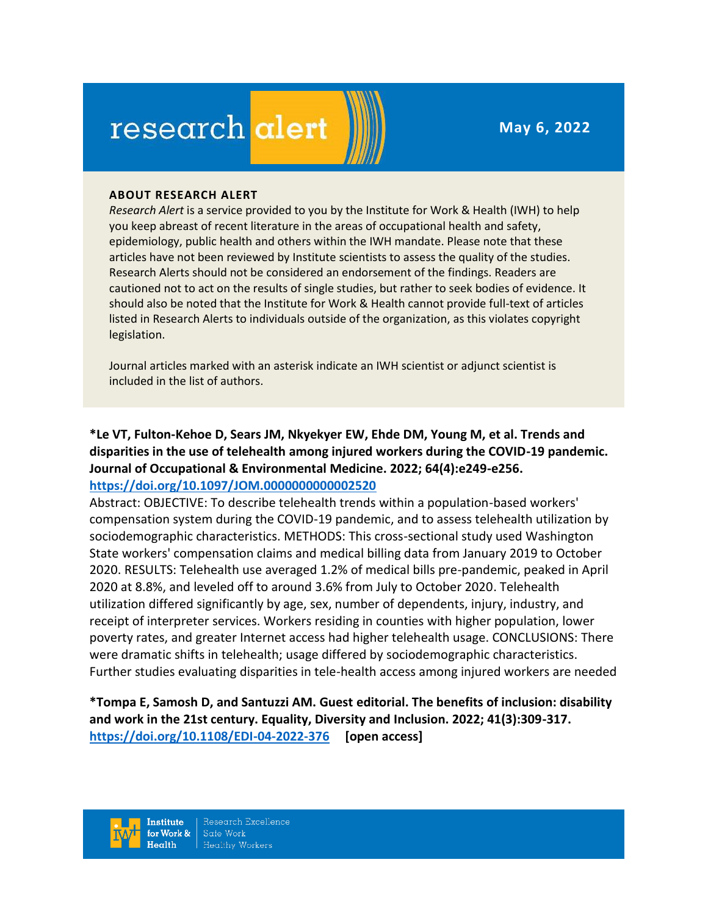# research alert

**May 6, 2022**

### ABOUT RESEARCH ALERT

*Research Alert* is a service provided to you by the Institute for Work & Health (IWH) to help you keep abreast of recent literature in the areas of occupational health and safety, epidemiology, public health and others within the IWH mandate. Please note that these articles have not been reviewed by Institute scientists to assess the quality of the studies. Research Alerts should not be considered an endorsement of the findings. Readers are cautioned not to act on the results of single studies, but rather to seek bodies of evidence. It should also be noted that the Institute for Work & Health cannot provide full-text of articles listed in Research Alerts to individuals outside of the organization, as this violates copyright legislation.

Journal articles marked with an asterisk indicate an IWH scientist or adjunct scientist is included in the list of authors.

**\*Le VT, Fulton-Kehoe D, Sears JM, Nkyekyer EW, Ehde DM, Young M, et al. Trends and disparities in the use of telehealth among injured workers during the COVID-19 pandemic. Journal of Occupational & Environmental Medicine. 2022; 64(4):e249-e256.**
**https://doi.org/10.1097/JOM.0000000000002520**

Abstract: OBJECTIVE: To describe telehealth trends within a population-based workers' compensation system during the COVID-19 pandemic, and to assess telehealth utilization by sociodemographic characteristics. METHODS: This cross-sectional study used Washington State workers' compensation claims and medical billing data from January 2019 to October 2020. RESULTS: Telehealth use averaged 1.2% of medical bills pre-pandemic, peaked in April 2020 at 8.8%, and leveled off to around 3.6% from July to October 2020. Telehealth utilization differed significantly by age, sex, number of dependents, injury, industry, and receipt of interpreter services. Workers residing in counties with higher population, lower poverty rates, and greater Internet access had higher telehealth usage. CONCLUSIONS: There were dramatic shifts in telehealth; usage differed by sociodemographic characteristics. Further studies evaluating disparities in tele-health access among injured workers are needed

**\*Tompa E, Samosh D, and Santuzzi AM. Guest editorial. The benefits of inclusion: disability and work in the 21st century. Equality, Diversity and Inclusion. 2022; 41(3):309-317.**
**https://doi.org/10.1108/EDI-04-2022-376 [open access]**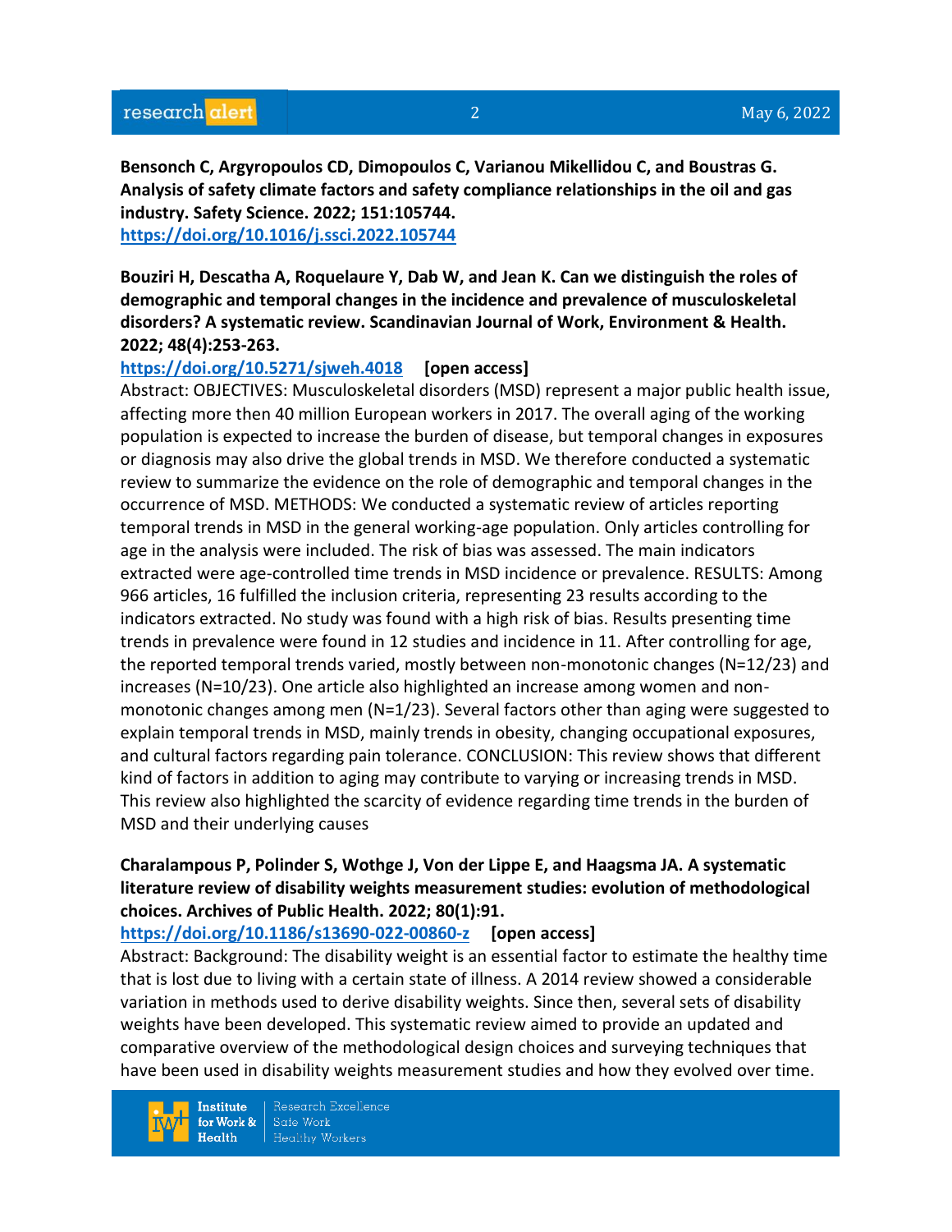**Bensonch C, Argyropoulos CD, Dimopoulos C, Varianou Mikellidou C, and Boustras G. Analysis of safety climate factors and safety compliance relationships in the oil and gas industry. Safety Science. 2022; 151:105744.**
https://doi.org/10.1016/j.ssci.2022.105744

**Bouziri H, Descatha A, Roquelaure Y, Dab W, and Jean K. Can we distinguish the roles of demographic and temporal changes in the incidence and prevalence of musculoskeletal disorders? A systematic review. Scandinavian Journal of Work, Environment & Health. 2022; 48(4):253-263.**
https://doi.org/10.5271/sjweh.4018 **[open access]**
Abstract: OBJECTIVES: Musculoskeletal disorders (MSD) represent a major public health issue, affecting more then 40 million European workers in 2017. The overall aging of the working population is expected to increase the burden of disease, but temporal changes in exposures or diagnosis may also drive the global trends in MSD. We therefore conducted a systematic review to summarize the evidence on the role of demographic and temporal changes in the occurrence of MSD. METHODS: We conducted a systematic review of articles reporting temporal trends in MSD in the general working-age population. Only articles controlling for age in the analysis were included. The risk of bias was assessed. The main indicators extracted were age-controlled time trends in MSD incidence or prevalence. RESULTS: Among 966 articles, 16 fulfilled the inclusion criteria, representing 23 results according to the indicators extracted. No study was found with a high risk of bias. Results presenting time trends in prevalence were found in 12 studies and incidence in 11. After controlling for age, the reported temporal trends varied, mostly between non-monotonic changes (N=12/23) and increases (N=10/23). One article also highlighted an increase among women and non-monotonic changes among men (N=1/23). Several factors other than aging were suggested to explain temporal trends in MSD, mainly trends in obesity, changing occupational exposures, and cultural factors regarding pain tolerance. CONCLUSION: This review shows that different kind of factors in addition to aging may contribute to varying or increasing trends in MSD. This review also highlighted the scarcity of evidence regarding time trends in the burden of MSD and their underlying causes

**Charalampous P, Polinder S, Wothge J, Von der Lippe E, and Haagsma JA. A systematic literature review of disability weights measurement studies: evolution of methodological choices. Archives of Public Health. 2022; 80(1):91.**
https://doi.org/10.1186/s13690-022-00860-z **[open access]**
Abstract: Background: The disability weight is an essential factor to estimate the healthy time that is lost due to living with a certain state of illness. A 2014 review showed a considerable variation in methods used to derive disability weights. Since then, several sets of disability weights have been developed. This systematic review aimed to provide an updated and comparative overview of the methodological design choices and surveying techniques that have been used in disability weights measurement studies and how they evolved over time.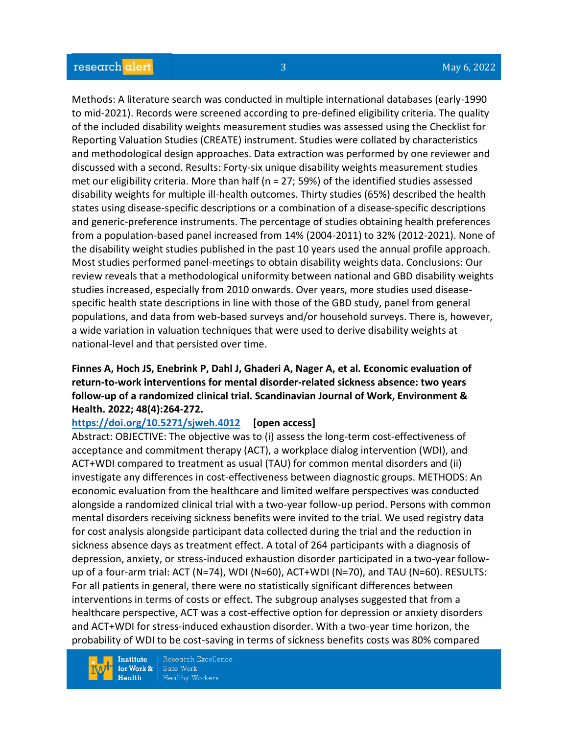Methods: A literature search was conducted in multiple international databases (early-1990 to mid-2021). Records were screened according to pre-defined eligibility criteria. The quality of the included disability weights measurement studies was assessed using the Checklist for Reporting Valuation Studies (CREATE) instrument. Studies were collated by characteristics and methodological design approaches. Data extraction was performed by one reviewer and discussed with a second. Results: Forty-six unique disability weights measurement studies met our eligibility criteria. More than half (n = 27; 59%) of the identified studies assessed disability weights for multiple ill-health outcomes. Thirty studies (65%) described the health states using disease-specific descriptions or a combination of a disease-specific descriptions and generic-preference instruments. The percentage of studies obtaining health preferences from a population-based panel increased from 14% (2004-2011) to 32% (2012-2021). None of the disability weight studies published in the past 10 years used the annual profile approach. Most studies performed panel-meetings to obtain disability weights data. Conclusions: Our review reveals that a methodological uniformity between national and GBD disability weights studies increased, especially from 2010 onwards. Over years, more studies used disease-specific health state descriptions in line with those of the GBD study, panel from general populations, and data from web-based surveys and/or household surveys. There is, however, a wide variation in valuation techniques that were used to derive disability weights at national-level and that persisted over time.

**Finnes A, Hoch JS, Enebrink P, Dahl J, Ghaderi A, Nager A, et al. Economic evaluation of return-to-work interventions for mental disorder-related sickness absence: two years follow-up of a randomized clinical trial. Scandinavian Journal of Work, Environment & Health. 2022; 48(4):264-272.**

**https://doi.org/10.5271/sjweh.4012 [open access]**

Abstract: OBJECTIVE: The objective was to (i) assess the long-term cost-effectiveness of acceptance and commitment therapy (ACT), a workplace dialog intervention (WDI), and ACT+WDI compared to treatment as usual (TAU) for common mental disorders and (ii) investigate any differences in cost-effectiveness between diagnostic groups. METHODS: An economic evaluation from the healthcare and limited welfare perspectives was conducted alongside a randomized clinical trial with a two-year follow-up period. Persons with common mental disorders receiving sickness benefits were invited to the trial. We used registry data for cost analysis alongside participant data collected during the trial and the reduction in sickness absence days as treatment effect. A total of 264 participants with a diagnosis of depression, anxiety, or stress-induced exhaustion disorder participated in a two-year follow-up of a four-arm trial: ACT (N=74), WDI (N=60), ACT+WDI (N=70), and TAU (N=60). RESULTS: For all patients in general, there were no statistically significant differences between interventions in terms of costs or effect. The subgroup analyses suggested that from a healthcare perspective, ACT was a cost-effective option for depression or anxiety disorders and ACT+WDI for stress-induced exhaustion disorder. With a two-year time horizon, the probability of WDI to be cost-saving in terms of sickness benefits costs was 80% compared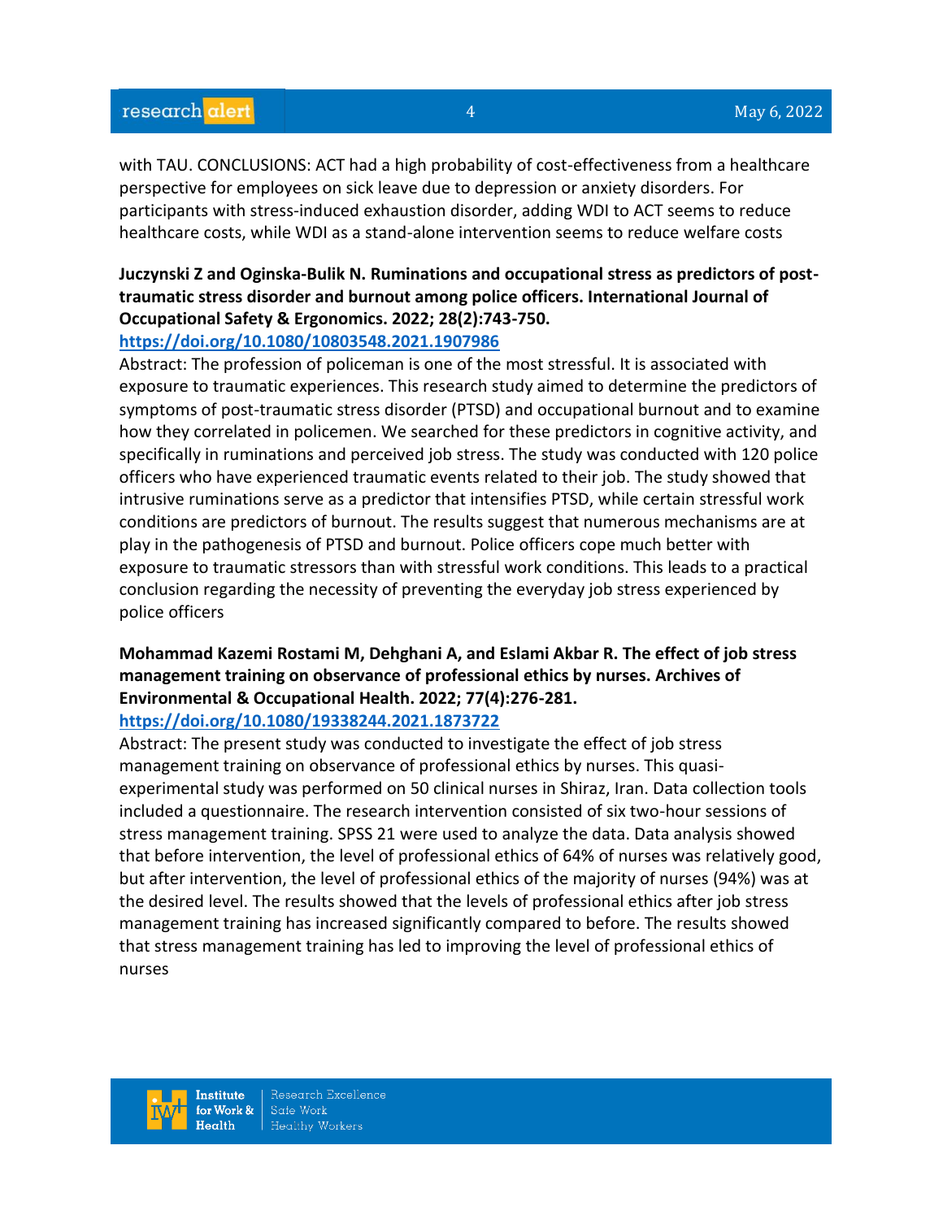with TAU. CONCLUSIONS: ACT had a high probability of cost-effectiveness from a healthcare perspective for employees on sick leave due to depression or anxiety disorders. For participants with stress-induced exhaustion disorder, adding WDI to ACT seems to reduce healthcare costs, while WDI as a stand-alone intervention seems to reduce welfare costs

**Juczynski Z and Oginska-Bulik N. Ruminations and occupational stress as predictors of post-traumatic stress disorder and burnout among police officers. International Journal of Occupational Safety & Ergonomics. 2022; 28(2):743-750.**

https://doi.org/10.1080/10803548.2021.1907986

Abstract: The profession of policeman is one of the most stressful. It is associated with exposure to traumatic experiences. This research study aimed to determine the predictors of symptoms of post-traumatic stress disorder (PTSD) and occupational burnout and to examine how they correlated in policemen. We searched for these predictors in cognitive activity, and specifically in ruminations and perceived job stress. The study was conducted with 120 police officers who have experienced traumatic events related to their job. The study showed that intrusive ruminations serve as a predictor that intensifies PTSD, while certain stressful work conditions are predictors of burnout. The results suggest that numerous mechanisms are at play in the pathogenesis of PTSD and burnout. Police officers cope much better with exposure to traumatic stressors than with stressful work conditions. This leads to a practical conclusion regarding the necessity of preventing the everyday job stress experienced by police officers

**Mohammad Kazemi Rostami M, Dehghani A, and Eslami Akbar R. The effect of job stress management training on observance of professional ethics by nurses. Archives of Environmental & Occupational Health. 2022; 77(4):276-281.**

https://doi.org/10.1080/19338244.2021.1873722

Abstract: The present study was conducted to investigate the effect of job stress management training on observance of professional ethics by nurses. This quasi-experimental study was performed on 50 clinical nurses in Shiraz, Iran. Data collection tools included a questionnaire. The research intervention consisted of six two-hour sessions of stress management training. SPSS 21 were used to analyze the data. Data analysis showed that before intervention, the level of professional ethics of 64% of nurses was relatively good, but after intervention, the level of professional ethics of the majority of nurses (94%) was at the desired level. The results showed that the levels of professional ethics after job stress management training has increased significantly compared to before. The results showed that stress management training has led to improving the level of professional ethics of nurses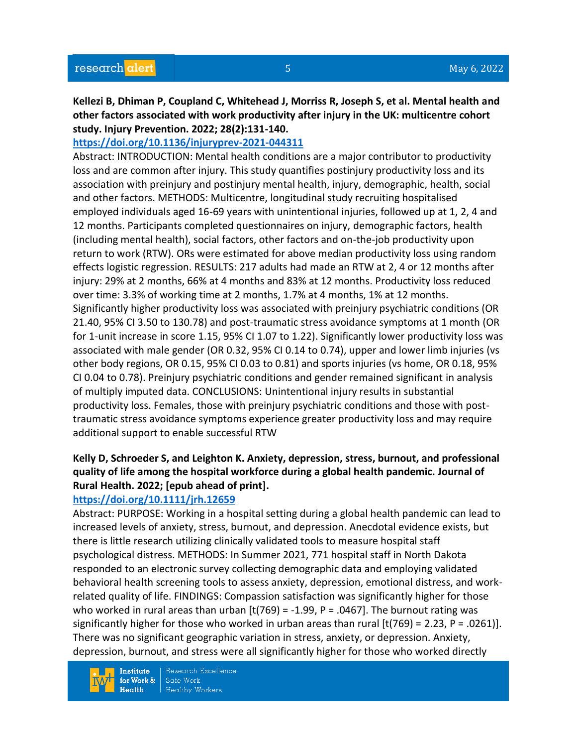**Kellezi B, Dhiman P, Coupland C, Whitehead J, Morriss R, Joseph S, et al. Mental health and other factors associated with work productivity after injury in the UK: multicentre cohort study. Injury Prevention. 2022; 28(2):131-140.**

https://doi.org/10.1136/injuryprev-2021-044311

Abstract: INTRODUCTION: Mental health conditions are a major contributor to productivity loss and are common after injury. This study quantifies postinjury productivity loss and its association with preinjury and postinjury mental health, injury, demographic, health, social and other factors. METHODS: Multicentre, longitudinal study recruiting hospitalised employed individuals aged 16-69 years with unintentional injuries, followed up at 1, 2, 4 and 12 months. Participants completed questionnaires on injury, demographic factors, health (including mental health), social factors, other factors and on-the-job productivity upon return to work (RTW). ORs were estimated for above median productivity loss using random effects logistic regression. RESULTS: 217 adults had made an RTW at 2, 4 or 12 months after injury: 29% at 2 months, 66% at 4 months and 83% at 12 months. Productivity loss reduced over time: 3.3% of working time at 2 months, 1.7% at 4 months, 1% at 12 months. Significantly higher productivity loss was associated with preinjury psychiatric conditions (OR 21.40, 95% CI 3.50 to 130.78) and post-traumatic stress avoidance symptoms at 1 month (OR for 1-unit increase in score 1.15, 95% CI 1.07 to 1.22). Significantly lower productivity loss was associated with male gender (OR 0.32, 95% CI 0.14 to 0.74), upper and lower limb injuries (vs other body regions, OR 0.15, 95% CI 0.03 to 0.81) and sports injuries (vs home, OR 0.18, 95% CI 0.04 to 0.78). Preinjury psychiatric conditions and gender remained significant in analysis of multiply imputed data. CONCLUSIONS: Unintentional injury results in substantial productivity loss. Females, those with preinjury psychiatric conditions and those with post-traumatic stress avoidance symptoms experience greater productivity loss and may require additional support to enable successful RTW

**Kelly D, Schroeder S, and Leighton K. Anxiety, depression, stress, burnout, and professional quality of life among the hospital workforce during a global health pandemic. Journal of Rural Health. 2022; [epub ahead of print].**

https://doi.org/10.1111/jrh.12659

Abstract: PURPOSE: Working in a hospital setting during a global health pandemic can lead to increased levels of anxiety, stress, burnout, and depression. Anecdotal evidence exists, but there is little research utilizing clinically validated tools to measure hospital staff psychological distress. METHODS: In Summer 2021, 771 hospital staff in North Dakota responded to an electronic survey collecting demographic data and employing validated behavioral health screening tools to assess anxiety, depression, emotional distress, and work-related quality of life. FINDINGS: Compassion satisfaction was significantly higher for those who worked in rural areas than urban [$t(769) = -1.99$, $P = .0467$]. The burnout rating was significantly higher for those who worked in urban areas than rural [$t(769) = 2.23$, $P = .0261$)]. There was no significant geographic variation in stress, anxiety, or depression. Anxiety, depression, burnout, and stress were all significantly higher for those who worked directly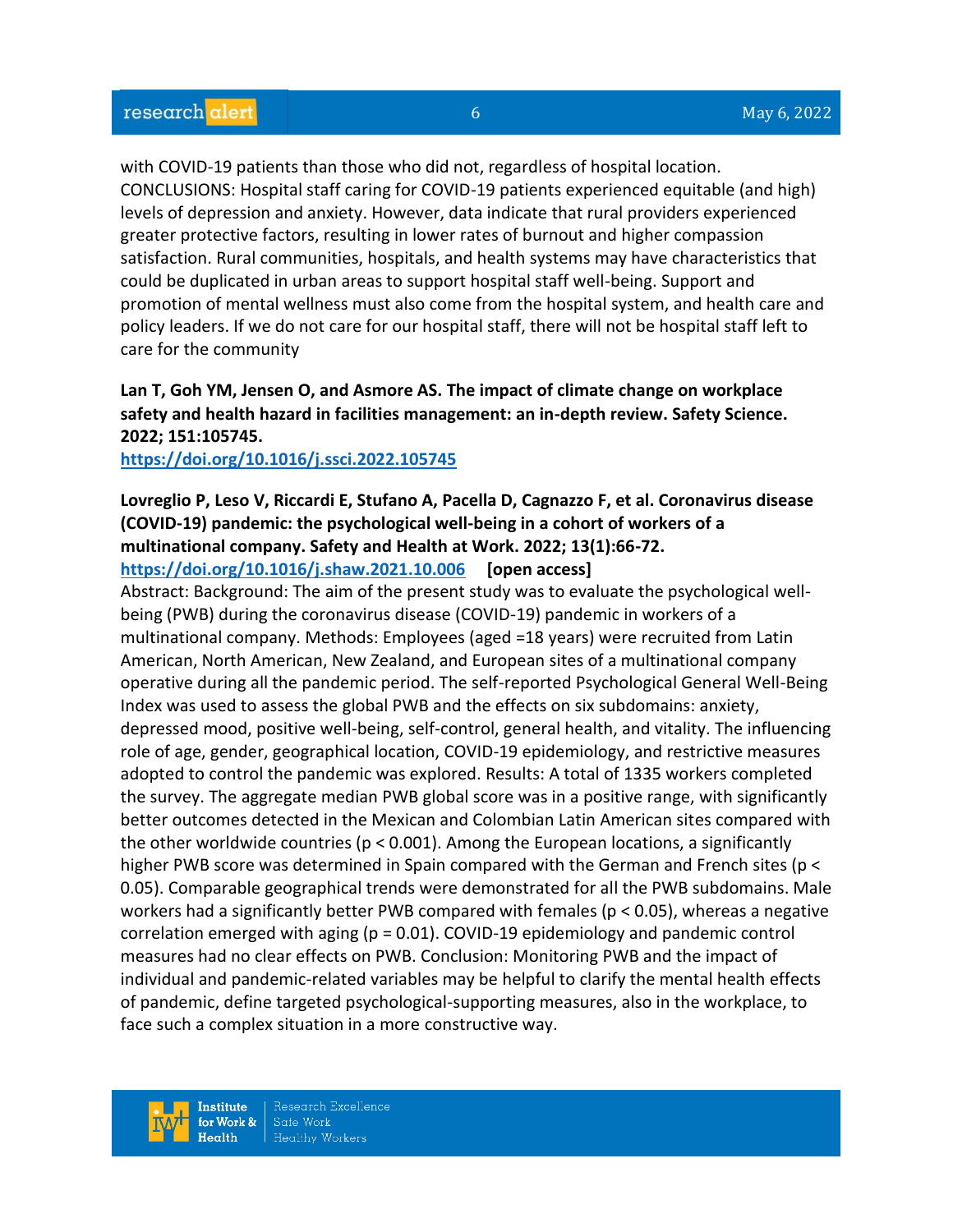with COVID-19 patients than those who did not, regardless of hospital location. CONCLUSIONS: Hospital staff caring for COVID-19 patients experienced equitable (and high) levels of depression and anxiety. However, data indicate that rural providers experienced greater protective factors, resulting in lower rates of burnout and higher compassion satisfaction. Rural communities, hospitals, and health systems may have characteristics that could be duplicated in urban areas to support hospital staff well-being. Support and promotion of mental wellness must also come from the hospital system, and health care and policy leaders. If we do not care for our hospital staff, there will not be hospital staff left to care for the community

**Lan T, Goh YM, Jensen O, and Asmore AS. The impact of climate change on workplace safety and health hazard in facilities management: an in-depth review. Safety Science. 2022; 151:105745.**
**https://doi.org/10.1016/j.ssci.2022.105745**

**Lovreglio P, Leso V, Riccardi E, Stufano A, Pacella D, Cagnazzo F, et al. Coronavirus disease (COVID-19) pandemic: the psychological well-being in a cohort of workers of a multinational company. Safety and Health at Work. 2022; 13(1):66-72.**
**https://doi.org/10.1016/j.shaw.2021.10.006** **[open access]**
Abstract: Background: The aim of the present study was to evaluate the psychological well-being (PWB) during the coronavirus disease (COVID-19) pandemic in workers of a multinational company. Methods: Employees (aged =18 years) were recruited from Latin American, North American, New Zealand, and European sites of a multinational company operative during all the pandemic period. The self-reported Psychological General Well-Being Index was used to assess the global PWB and the effects on six subdomains: anxiety, depressed mood, positive well-being, self-control, general health, and vitality. The influencing role of age, gender, geographical location, COVID-19 epidemiology, and restrictive measures adopted to control the pandemic was explored. Results: A total of 1335 workers completed the survey. The aggregate median PWB global score was in a positive range, with significantly better outcomes detected in the Mexican and Colombian Latin American sites compared with the other worldwide countries ($p < 0.001$). Among the European locations, a significantly higher PWB score was determined in Spain compared with the German and French sites ($p < 0.05$). Comparable geographical trends were demonstrated for all the PWB subdomains. Male workers had a significantly better PWB compared with females ($p < 0.05$), whereas a negative correlation emerged with aging ($p = 0.01$). COVID-19 epidemiology and pandemic control measures had no clear effects on PWB. Conclusion: Monitoring PWB and the impact of individual and pandemic-related variables may be helpful to clarify the mental health effects of pandemic, define targeted psychological-supporting measures, also in the workplace, to face such a complex situation in a more constructive way.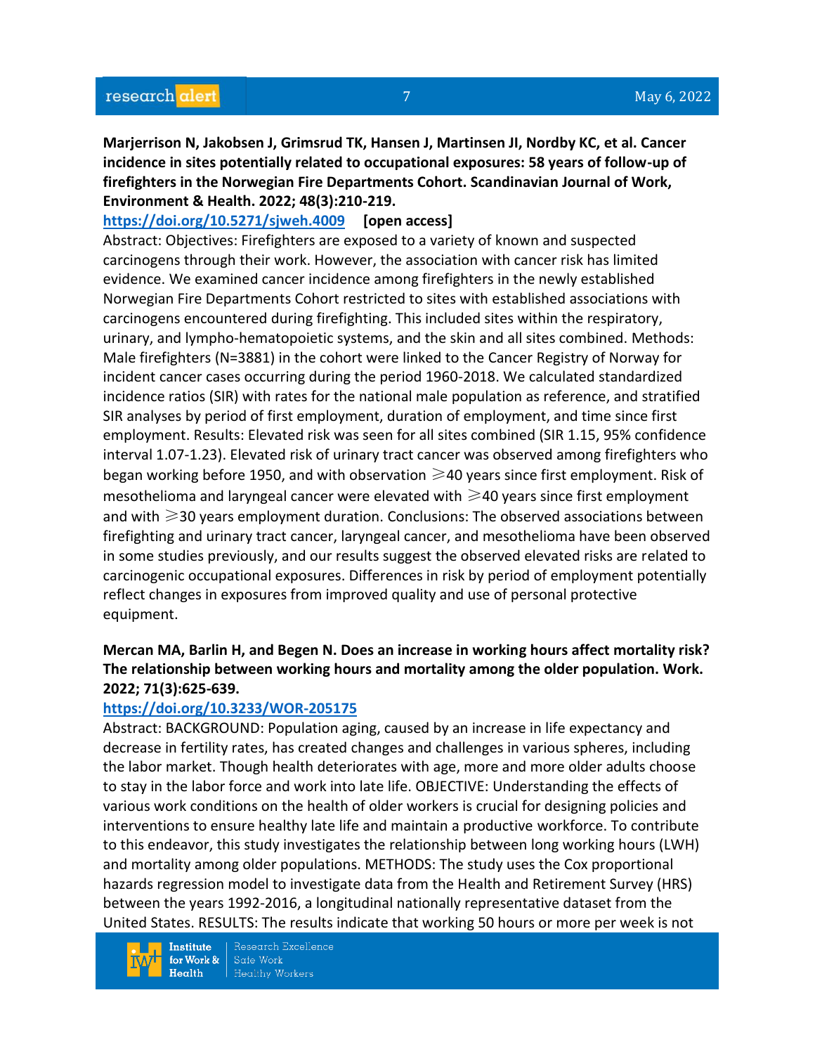**Marjerrison N, Jakobsen J, Grimsrud TK, Hansen J, Martinsen JI, Nordby KC, et al. Cancer incidence in sites potentially related to occupational exposures: 58 years of follow-up of firefighters in the Norwegian Fire Departments Cohort. Scandinavian Journal of Work, Environment & Health. 2022; 48(3):210-219.**

https://doi.org/10.5271/sjweh.4009 **[open access]**

Abstract: Objectives: Firefighters are exposed to a variety of known and suspected carcinogens through their work. However, the association with cancer risk has limited evidence. We examined cancer incidence among firefighters in the newly established Norwegian Fire Departments Cohort restricted to sites with established associations with carcinogens encountered during firefighting. This included sites within the respiratory, urinary, and lympho-hematopoietic systems, and the skin and all sites combined. Methods: Male firefighters (N=3881) in the cohort were linked to the Cancer Registry of Norway for incident cancer cases occurring during the period 1960-2018. We calculated standardized incidence ratios (SIR) with rates for the national male population as reference, and stratified SIR analyses by period of first employment, duration of employment, and time since first employment. Results: Elevated risk was seen for all sites combined (SIR 1.15, 95% confidence interval 1.07-1.23). Elevated risk of urinary tract cancer was observed among firefighters who began working before 1950, and with observation ⩾40 years since first employment. Risk of mesothelioma and laryngeal cancer were elevated with ⩾40 years since first employment and with ⩾30 years employment duration. Conclusions: The observed associations between firefighting and urinary tract cancer, laryngeal cancer, and mesothelioma have been observed in some studies previously, and our results suggest the observed elevated risks are related to carcinogenic occupational exposures. Differences in risk by period of employment potentially reflect changes in exposures from improved quality and use of personal protective equipment.

**Mercan MA, Barlin H, and Begen N. Does an increase in working hours affect mortality risk? The relationship between working hours and mortality among the older population. Work. 2022; 71(3):625-639.**

https://doi.org/10.3233/WOR-205175

Abstract: BACKGROUND: Population aging, caused by an increase in life expectancy and decrease in fertility rates, has created changes and challenges in various spheres, including the labor market. Though health deteriorates with age, more and more older adults choose to stay in the labor force and work into late life. OBJECTIVE: Understanding the effects of various work conditions on the health of older workers is crucial for designing policies and interventions to ensure healthy late life and maintain a productive workforce. To contribute to this endeavor, this study investigates the relationship between long working hours (LWH) and mortality among older populations. METHODS: The study uses the Cox proportional hazards regression model to investigate data from the Health and Retirement Survey (HRS) between the years 1992-2016, a longitudinal nationally representative dataset from the United States. RESULTS: The results indicate that working 50 hours or more per week is not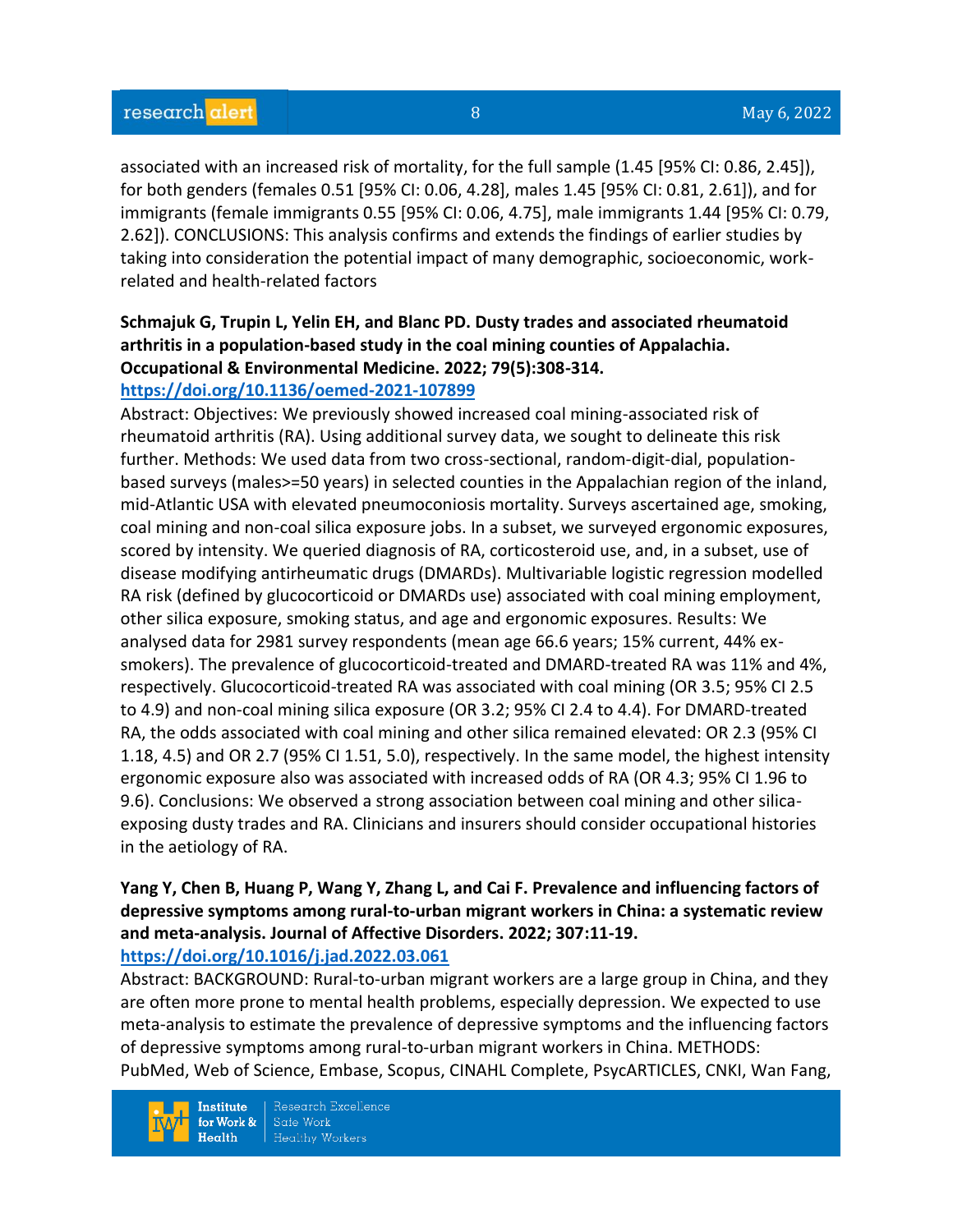associated with an increased risk of mortality, for the full sample (1.45 [95% CI: 0.86, 2.45]), for both genders (females 0.51 [95% CI: 0.06, 4.28], males 1.45 [95% CI: 0.81, 2.61]), and for immigrants (female immigrants 0.55 [95% CI: 0.06, 4.75], male immigrants 1.44 [95% CI: 0.79, 2.62]). CONCLUSIONS: This analysis confirms and extends the findings of earlier studies by taking into consideration the potential impact of many demographic, socioeconomic, work-related and health-related factors

**Schmajuk G, Trupin L, Yelin EH, and Blanc PD. Dusty trades and associated rheumatoid arthritis in a population-based study in the coal mining counties of Appalachia. Occupational & Environmental Medicine. 2022; 79(5):308-314.**
**https://doi.org/10.1136/oemed-2021-107899**

Abstract: Objectives: We previously showed increased coal mining-associated risk of rheumatoid arthritis (RA). Using additional survey data, we sought to delineate this risk further. Methods: We used data from two cross-sectional, random-digit-dial, population-based surveys (males>=50 years) in selected counties in the Appalachian region of the inland, mid-Atlantic USA with elevated pneumoconiosis mortality. Surveys ascertained age, smoking, coal mining and non-coal silica exposure jobs. In a subset, we surveyed ergonomic exposures, scored by intensity. We queried diagnosis of RA, corticosteroid use, and, in a subset, use of disease modifying antirheumatic drugs (DMARDs). Multivariable logistic regression modelled RA risk (defined by glucocorticoid or DMARDs use) associated with coal mining employment, other silica exposure, smoking status, and age and ergonomic exposures. Results: We analysed data for 2981 survey respondents (mean age 66.6 years; 15% current, 44% ex-smokers). The prevalence of glucocorticoid-treated and DMARD-treated RA was 11% and 4%, respectively. Glucocorticoid-treated RA was associated with coal mining (OR 3.5; 95% CI 2.5 to 4.9) and non-coal mining silica exposure (OR 3.2; 95% CI 2.4 to 4.4). For DMARD-treated RA, the odds associated with coal mining and other silica remained elevated: OR 2.3 (95% CI 1.18, 4.5) and OR 2.7 (95% CI 1.51, 5.0), respectively. In the same model, the highest intensity ergonomic exposure also was associated with increased odds of RA (OR 4.3; 95% CI 1.96 to 9.6). Conclusions: We observed a strong association between coal mining and other silica-exposing dusty trades and RA. Clinicians and insurers should consider occupational histories in the aetiology of RA.

**Yang Y, Chen B, Huang P, Wang Y, Zhang L, and Cai F. Prevalence and influencing factors of depressive symptoms among rural-to-urban migrant workers in China: a systematic review and meta-analysis. Journal of Affective Disorders. 2022; 307:11-19.**
**https://doi.org/10.1016/j.jad.2022.03.061**

Abstract: BACKGROUND: Rural-to-urban migrant workers are a large group in China, and they are often more prone to mental health problems, especially depression. We expected to use meta-analysis to estimate the prevalence of depressive symptoms and the influencing factors of depressive symptoms among rural-to-urban migrant workers in China. METHODS: PubMed, Web of Science, Embase, Scopus, CINAHL Complete, PsycARTICLES, CNKI, Wan Fang,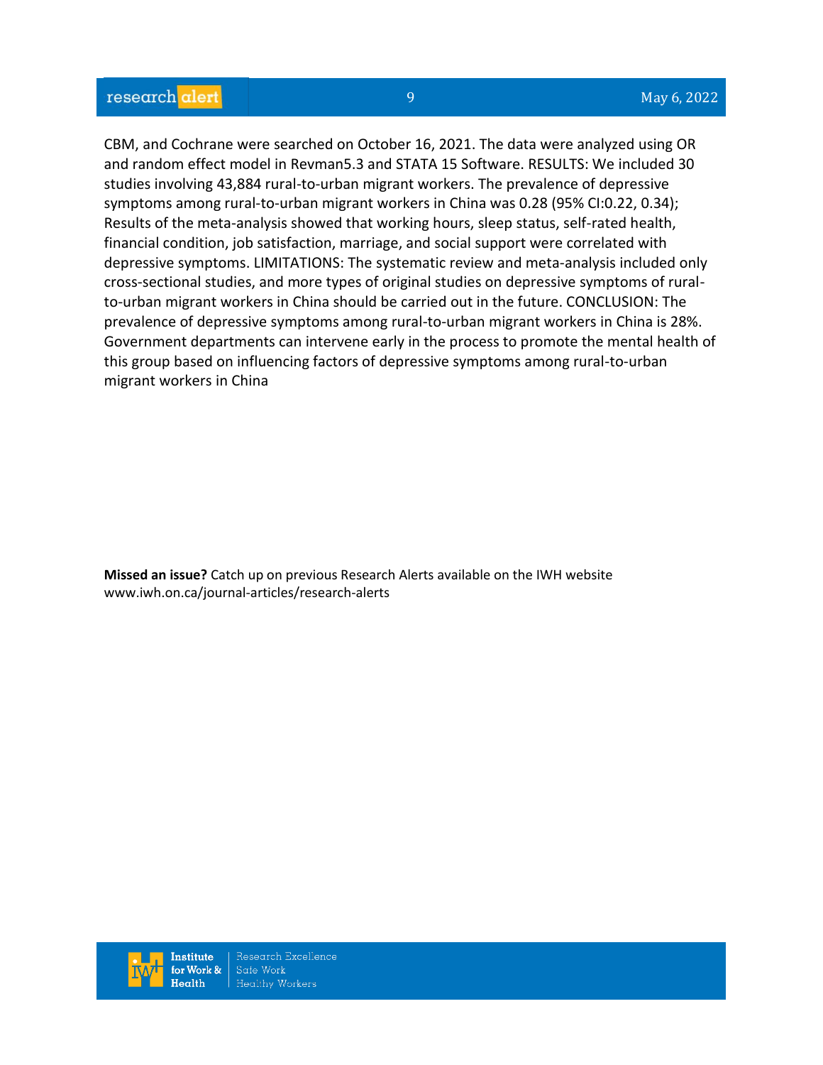CBM, and Cochrane were searched on October 16, 2021. The data were analyzed using OR and random effect model in Revman5.3 and STATA 15 Software. RESULTS: We included 30 studies involving 43,884 rural-to-urban migrant workers. The prevalence of depressive symptoms among rural-to-urban migrant workers in China was 0.28 (95% CI:0.22, 0.34); Results of the meta-analysis showed that working hours, sleep status, self-rated health, financial condition, job satisfaction, marriage, and social support were correlated with depressive symptoms. LIMITATIONS: The systematic review and meta-analysis included only cross-sectional studies, and more types of original studies on depressive symptoms of rural-to-urban migrant workers in China should be carried out in the future. CONCLUSION: The prevalence of depressive symptoms among rural-to-urban migrant workers in China is 28%. Government departments can intervene early in the process to promote the mental health of this group based on influencing factors of depressive symptoms among rural-to-urban migrant workers in China

**Missed an issue?** Catch up on previous Research Alerts available on the IWH website www.iwh.on.ca/journal-articles/research-alerts